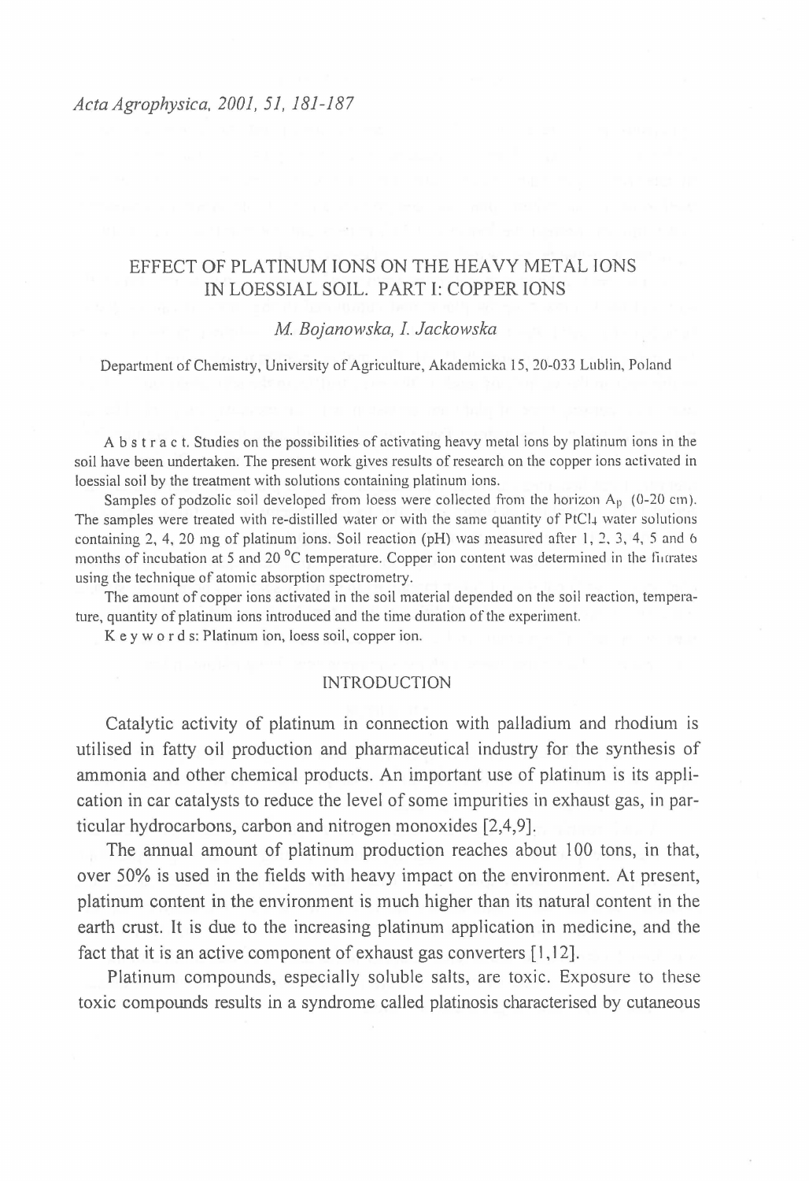# EFFECT OF PLATINUM IONS ON THE HEAVY METAL IONS IN LOESSIAL SOIL. PART I: COPPER IONS

*M. Bojanowska, I. Jackowska*

Department of Chemistry, University of Agriculture, Akademicka 15, 20-033 Lublin, Poland

A b s t r a c t. Studies on the possibilities of activating heavy metal ions by platinum ions in the soil have been undertaken. The present work gives results of research on the copper ions activated in loessial soil by the treatment with solutions containing platinum ions.

Samples of podzolic soil developed from loess were collected from the horizon $A_p$ (0-20 cm). The samples were treated with re-distilled water or with the same quantity of $PtCl_4$ water solutions containing 2, 4, 20 mg of platinum ions. Soil reaction (pH) was measured after 1, 2, 3, 4, 5 and 6 months of incubation at 5 and 20 °C temperature. Copper ion content was determined in the filtrates using the technique of atomic absorption spectrometry.

The amount of copper ions activated in the soil material depended on the soil reaction, temperature, quantity of platinum ions introduced and the time duration of the experiment.

K e y w o r d s: Platinum ion, loess soil, copper ion.

## INTRODUCTION

Catalytic activity of platinum in connection with palladium and rhodium is utilised in fatty oil production and pharmaceutical industry for the synthesis of ammonia and other chemical products. An important use of platinum is its application in car catalysts to reduce the level of some impurities in exhaust gas, in particular hydrocarbons, carbon and nitrogen monoxides [2,4,9].

The annual amount of platinum production reaches about 100 tons, in that, over 50% is used in the fields with heavy impact on the environment. At present, platinum content in the environment is much higher than its natural content in the earth crust. It is due to the increasing platinum application in medicine, and the fact that it is an active component of exhaust gas converters [1,12].

Platinum compounds, especially soluble salts, are toxic. Exposure to these toxic compounds results in a syndrome called platinosis characterised by cutaneous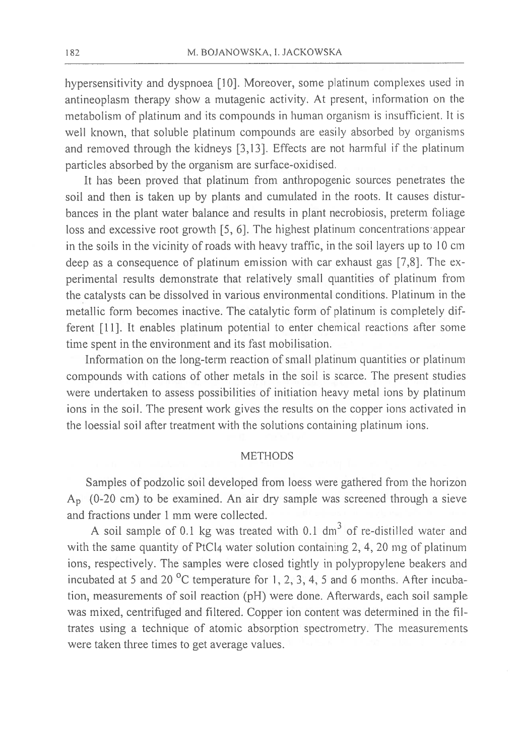hypersensitivity and dyspnoea [10]. Moreover, some platinum complexes used in antineoplasm therapy show a mutagenic activity. At present, information on the metabolism of platinum and its compounds in human organism is insufficient. It is well known, that soluble platinum compounds are easily absorbed by organisms and removed through the kidneys [3,13]. Effects are not harmful if the platinum particles absorbed by the organism are surface-oxidised.

It has been proved that platinum from anthropogenic sources penetrates the soil and then is taken up by plants and cumulated in the roots. It causes disturbances in the plant water balance and results in plant necrobiosis, preterm foliage loss and excessive root growth [5, 6]. The highest platinum concentrations appear in the soils in the vicinity of roads with heavy traffic, in the soil layers up to 10 cm deep as a consequence of platinum emission with car exhaust gas [7,8]. The experimental results demonstrate that relatively small quantities of platinum from the catalysts can be dissolved in various environmental conditions. Platinum in the metallic form becomes inactive. The catalytic form of platinum is completely different [11]. It enables platinum potential to enter chemical reactions after some time spent in the environment and its fast mobilisation.

Information on the long-term reaction of small platinum quantities or platinum compounds with cations of other metals in the soil is scarce. The present studies were undertaken to assess possibilities of initiation heavy metal ions by platinum ions in the soil. The present work gives the results on the copper ions activated in the loessial soil after treatment with the solutions containing platinum ions.

## METHODS

Samples of podzolic soil developed from loess were gathered from the horizon $A_p$ (0-20 cm) to be examined. An air dry sample was screened through a sieve and fractions under 1 mm were collected.

A soil sample of 0.1 kg was treated with 0.1 $dm^3$ of re-distilled water and with the same quantity of $PtCl_4$ water solution containing 2, 4, 20 mg of platinum ions, respectively. The samples were closed tightly in polypropylene beakers and incubated at 5 and 20 $^{o}C$ temperature for 1, 2, 3, 4, 5 and 6 months. After incubation, measurements of soil reaction (pH) were done. Afterwards, each soil sample was mixed, centrifuged and filtered. Copper ion content was determined in the filtrates using a technique of atomic absorption spectrometry. The measurements were taken three times to get average values.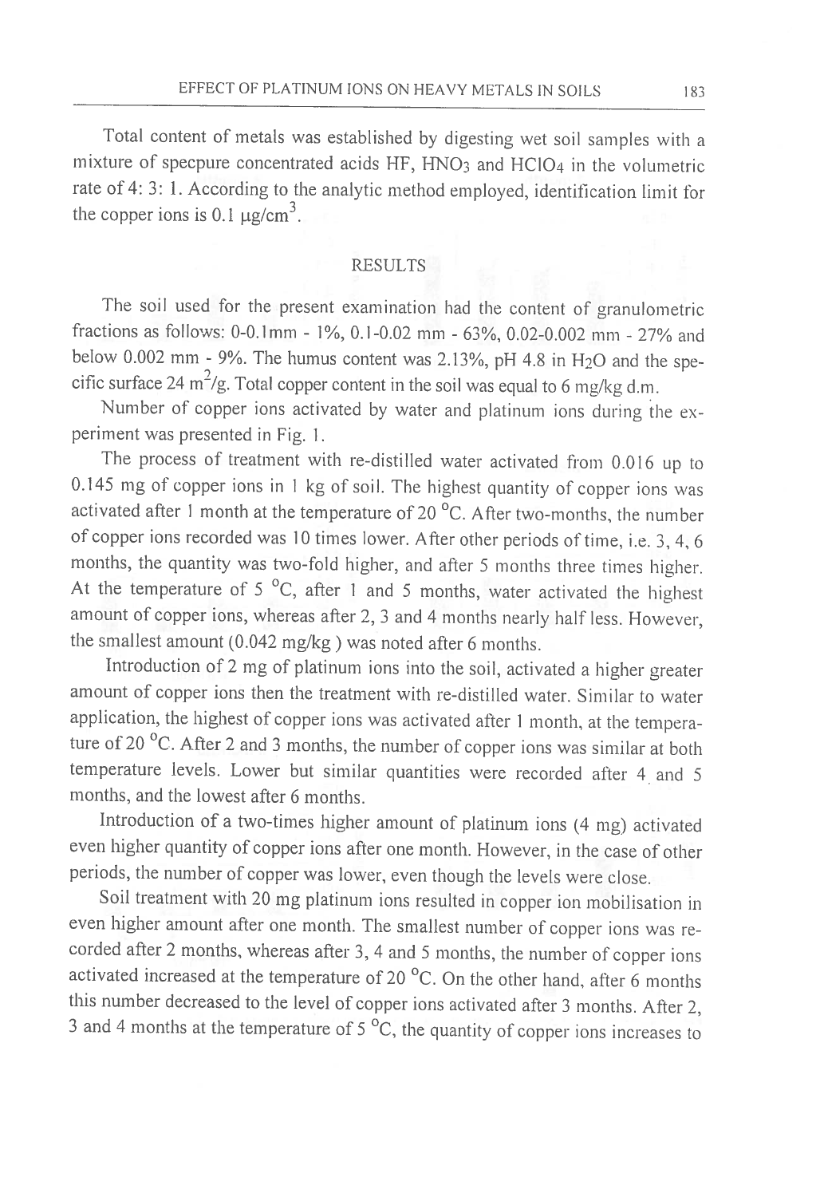Total content of metals was established by digesting wet soil samples with a mixture of specpure concentrated acids HF, $HNO_3$ and $HClO_4$ in the volumetric rate of 4: 3: 1. According to the analytic method employed, identification limit for the copper ions is 0.1 $\mu g/cm^3$.

## RESULTS

The soil used for the present examination had the content of granulometric fractions as follows: 0-0.1mm - 1%, 0.1-0.02 mm - 63%, 0.02-0.002 mm - 27% and below 0.002 mm - 9%. The humus content was 2.13%, pH 4.8 in $H_2O$ and the specific surface 24 $m^2/g$. Total copper content in the soil was equal to 6 mg/kg d.m.

Number of copper ions activated by water and platinum ions during the experiment was presented in Fig. 1.

The process of treatment with re-distilled water activated from 0.016 up to 0.145 mg of copper ions in 1 kg of soil. The highest quantity of copper ions was activated after 1 month at the temperature of 20 °C. After two-months, the number of copper ions recorded was 10 times lower. After other periods of time, i.e. 3, 4, 6 months, the quantity was two-fold higher, and after 5 months three times higher. At the temperature of 5 °C, after 1 and 5 months, water activated the highest amount of copper ions, whereas after 2, 3 and 4 months nearly half less. However, the smallest amount (0.042 mg/kg ) was noted after 6 months.

Introduction of 2 mg of platinum ions into the soil, activated a higher greater amount of copper ions then the treatment with re-distilled water. Similar to water application, the highest of copper ions was activated after 1 month, at the temperature of 20 °C. After 2 and 3 months, the number of copper ions was similar at both temperature levels. Lower but similar quantities were recorded after 4 and 5 months, and the lowest after 6 months.

Introduction of a two-times higher amount of platinum ions (4 mg) activated even higher quantity of copper ions after one month. However, in the case of other periods, the number of copper was lower, even though the levels were close.

Soil treatment with 20 mg platinum ions resulted in copper ion mobilisation in even higher amount after one month. The smallest number of copper ions was recorded after 2 months, whereas after 3, 4 and 5 months, the number of copper ions activated increased at the temperature of 20 °C. On the other hand, after 6 months this number decreased to the level of copper ions activated after 3 months. After 2, 3 and 4 months at the temperature of 5 °C, the quantity of copper ions increases to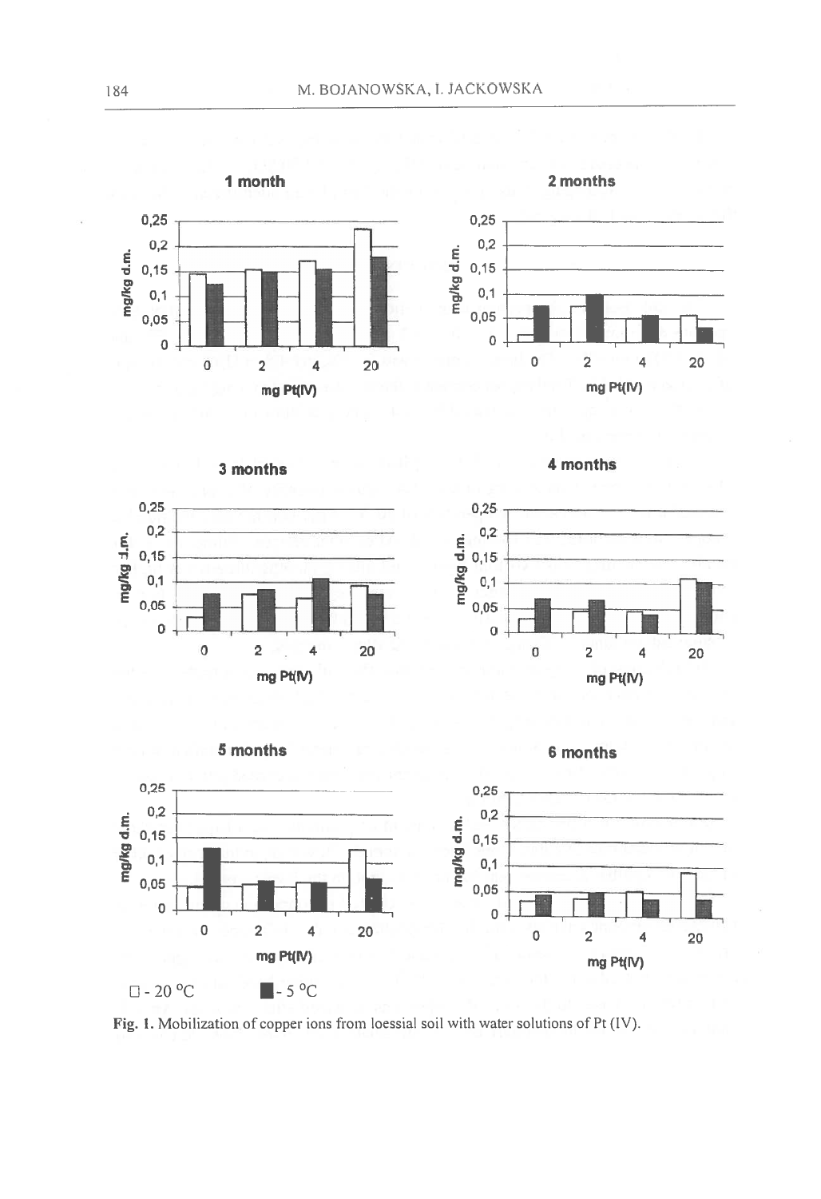Fig. 1. Mobilization of copper ions from loessial soil with water solutions of Pt (IV).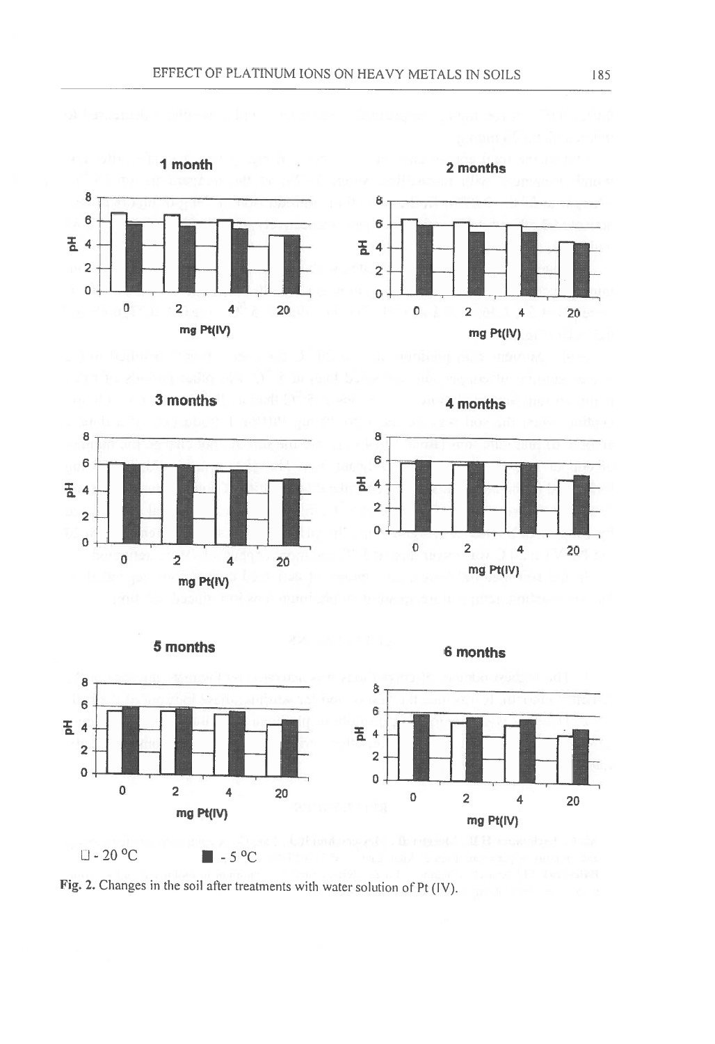**1 month**

**2 months**

**3 months**

**4 months**

**5 months**

**6 months**

□ - 20 °C ■ - 5 °C

**Fig. 2.** Changes in the soil after treatments with water solution of Pt (IV).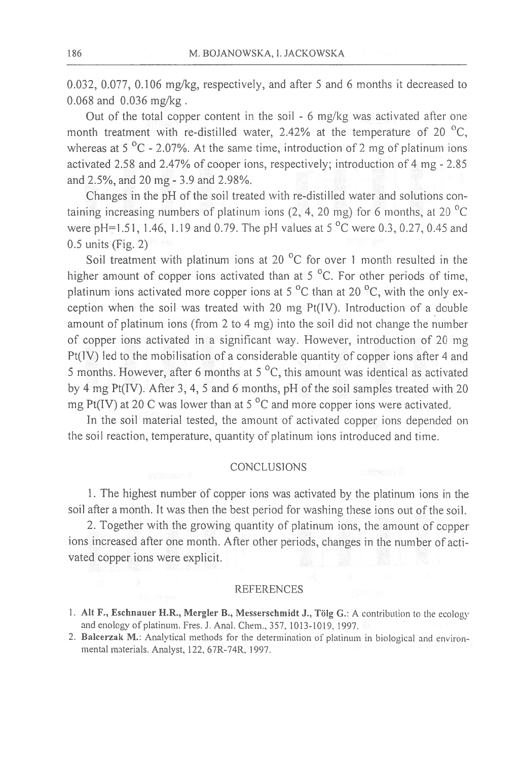0.032, 0.077, 0.106 mg/kg, respectively, and after 5 and 6 months it decreased to 0.068 and 0.036 mg/kg .

Out of the total copper content in the soil - 6 mg/kg was activated after one month treatment with re-distilled water, 2.42% at the temperature of 20 $^{o}$C, whereas at 5 $^{o}$C - 2.07%. At the same time, introduction of 2 mg of platinum ions activated 2.58 and 2.47% of cooper ions, respectively; introduction of 4 mg - 2.85 and 2.5%, and 20 mg - 3.9 and 2.98%.

Changes in the pH of the soil treated with re-distilled water and solutions containing increasing numbers of platinum ions (2, 4, 20 mg) for 6 months, at 20 $^{o}$C were pH=1.51, 1.46, 1.19 and 0.79. The pH values at 5 $^{o}$C were 0.3, 0.27, 0.45 and 0.5 units (Fig. 2)

Soil treatment with platinum ions at 20 $^{o}$C for over 1 month resulted in the higher amount of copper ions activated than at 5 $^{o}$C. For other periods of time, platinum ions activated more copper ions at 5 $^{o}$C than at 20 $^{o}$C, with the only exception when the soil was treated with 20 mg Pt(IV). Introduction of a double amount of platinum ions (from 2 to 4 mg) into the soil did not change the number of copper ions activated in a significant way. However, introduction of 20 mg Pt(IV) led to the mobilisation of a considerable quantity of copper ions after 4 and 5 months. However, after 6 months at 5 $^{o}$C, this amount was identical as activated by 4 mg Pt(IV). After 3, 4, 5 and 6 months, pH of the soil samples treated with 20 mg Pt(IV) at 20 C was lower than at 5 $^{o}$C and more copper ions were activated.

In the soil material tested, the amount of activated copper ions depended on the soil reaction, temperature, quantity of platinum ions introduced and time.

## CONCLUSIONS

1. The highest number of copper ions was activated by the platinum ions in the soil after a month. It was then the best period for washing these ions out of the soil.

2. Together with the growing quantity of platinum ions, the amount of copper ions increased after one month. After other periods, changes in the number of activated copper ions were explicit.

## REFERENCES

1. **Alt F., Eschnauer H.R., Mergler B., Messerschmidt J., Tölg G.**: A contribution to the ecology and enology of platinum. Fres. J. Anal. Chem., 357, 1013-1019, 1997.
2. **Balcerzak M.**: Analytical methods for the determination of platinum in biological and environmental materials. Analyst, 122, 67R-74R, 1997.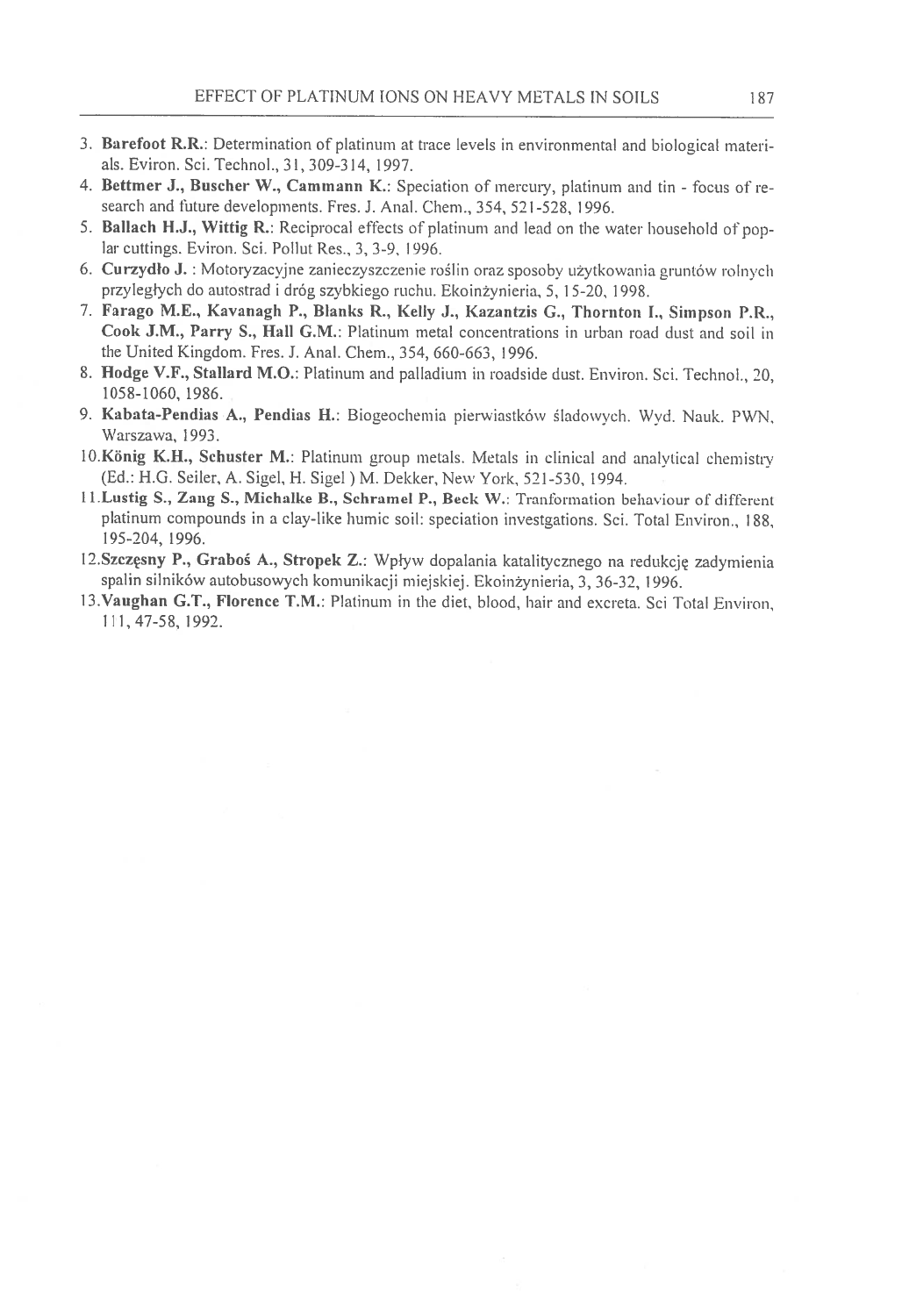3. **Barefoot R.R.**: Determination of platinum at trace levels in environmental and biological materials. Eviron. Sci. Technol., 31, 309-314, 1997.
4. **Bettmer J., Buscher W., Cammann K.**: Speciation of mercury, platinum and tin - focus of research and future developments. Fres. J. Anal. Chem., 354, 521-528, 1996.
5. **Ballach H.J., Wittig R.**: Reciprocal effects of platinum and lead on the water household of poplar cuttings. Eviron. Sci. Pollut Res., 3, 3-9, 1996.
6. **Curzydło J.** : Motoryzacyjne zanieczyszczenie roślin oraz sposoby użytkowania gruntów rolnych przyległych do autostrad i dróg szybkiego ruchu. Ekoinżynieria, 5, 15-20, 1998.
7. **Farago M.E., Kavanagh P., Blanks R., Kelly J., Kazantzis G., Thornton I., Simpson P.R., Cook J.M., Parry S., Hall G.M.**: Platinum metal concentrations in urban road dust and soil in the United Kingdom. Fres. J. Anal. Chem., 354, 660-663, 1996.
8. **Hodge V.F., Stallard M.O.**: Platinum and palladium in roadside dust. Environ. Sci. Technol., 20, 1058-1060, 1986.
9. **Kabata-Pendias A., Pendias H.**: Biogeochemia pierwiastków śladowych. Wyd. Nauk. PWN, Warszawa, 1993.
10. **König K.H., Schuster M.**: Platinum group metals. Metals in clinical and analytical chemistry (Ed.: H.G. Seiler, A. Sigel, H. Sigel ) M. Dekker, New York, 521-530, 1994.
11. **Lustig S., Zang S., Michalke B., Schramel P., Beck W.**: Tranformation behaviour of different platinum compounds in a clay-like humic soil: speciation investgations. Sci. Total Environ., 188, 195-204, 1996.
12. **Szczęsny P., Graboś A., Stropek Z.**: Wpływ dopalania katalitycznego na redukcję zadymienia spalin silników autobusowych komunikacji miejskiej. Ekoinżynieria, 3, 36-32, 1996.
13. **Vaughan G.T., Florence T.M.**: Platinum in the diet, blood, hair and excreta. Sci Total Environ, 111, 47-58, 1992.